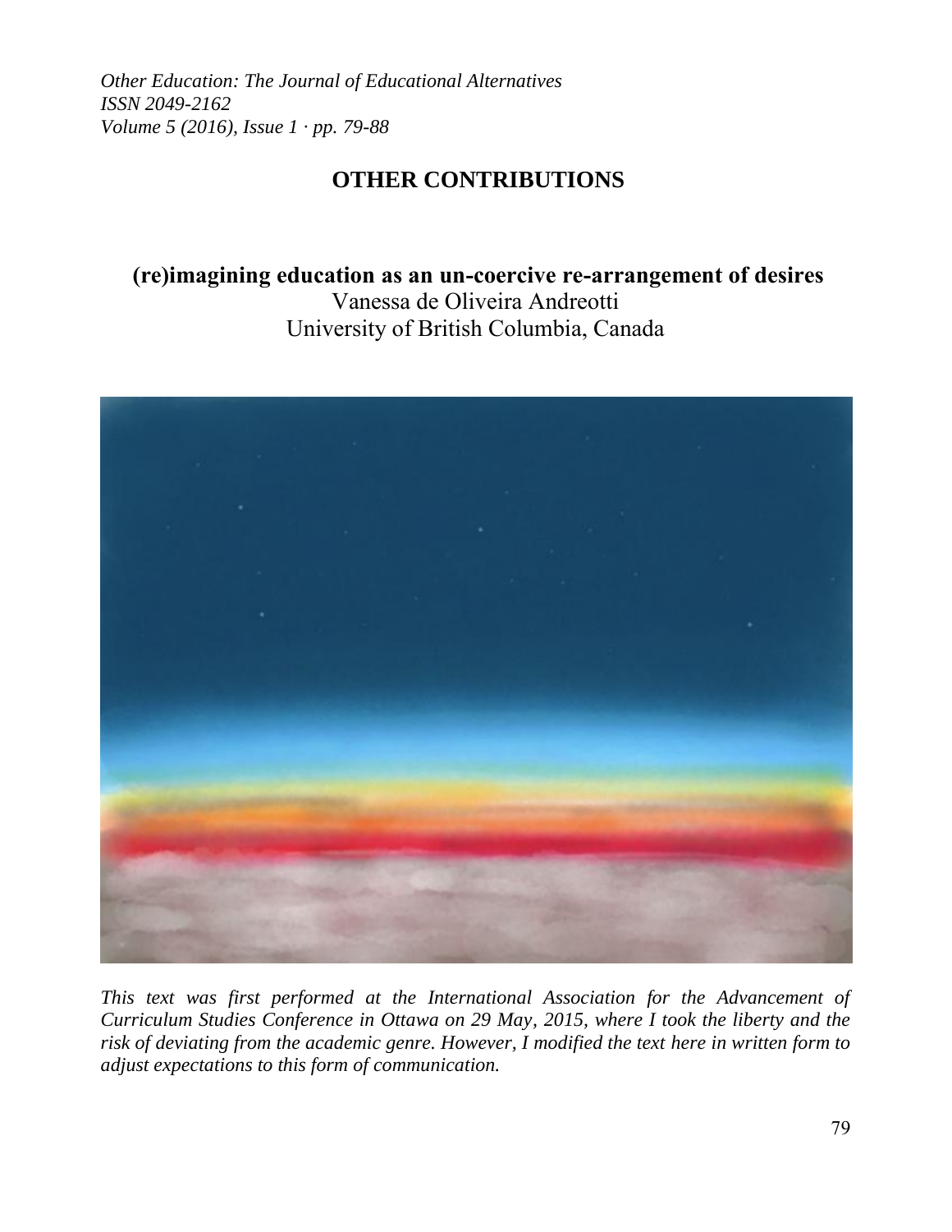# OTHER CONTRIBUTIONS

## (re)imagining education as an un-coercive re-arrangement of desires

Vanessa de Oliveira Andreotti
University of British Columbia, Canada

*This text was first performed at the International Association for the Advancement of Curriculum Studies Conference in Ottawa on 29 May, 2015, where I took the liberty and the risk of deviating from the academic genre. However, I modified the text here in written form to adjust expectations to this form of communication.*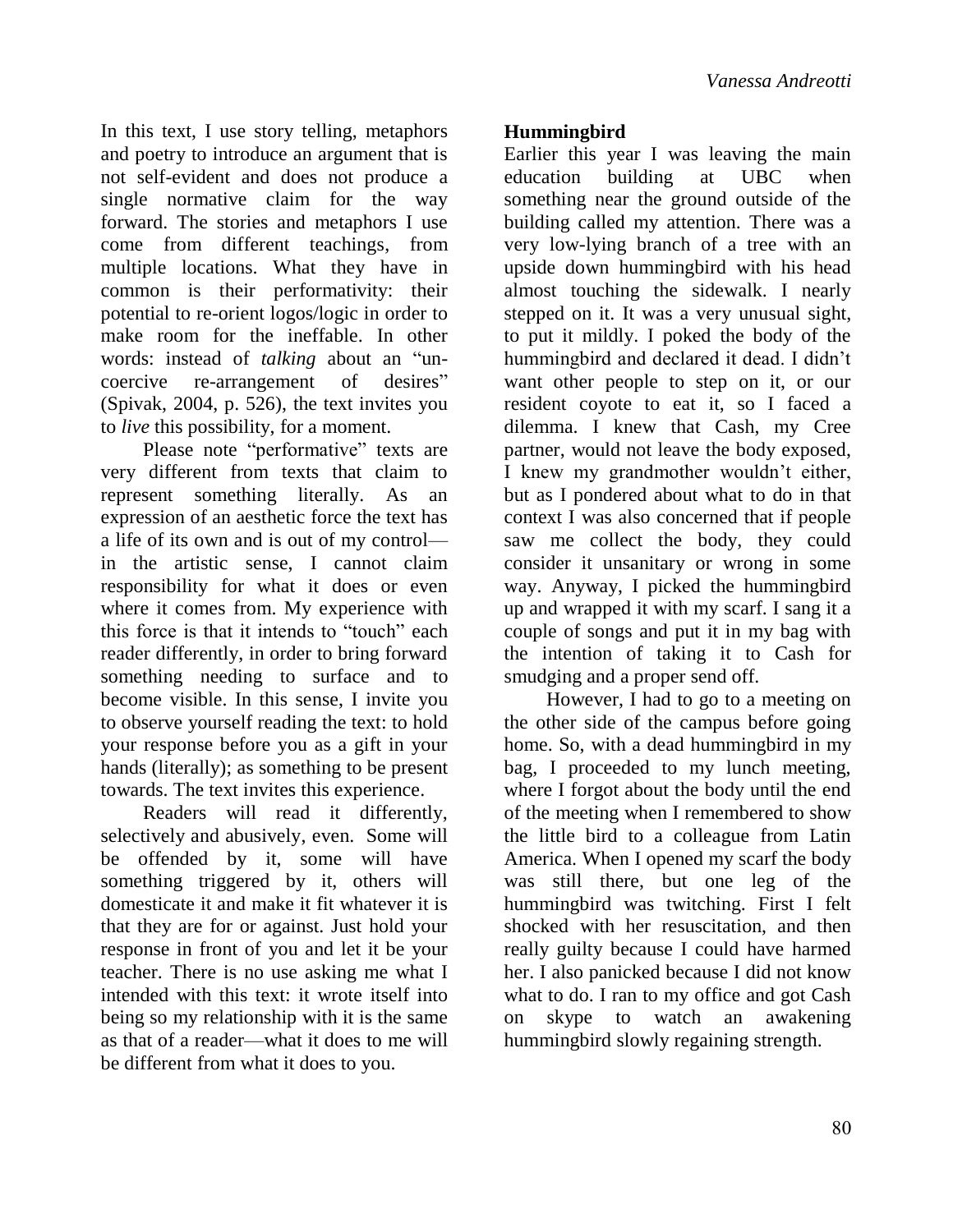In this text, I use story telling, metaphors and poetry to introduce an argument that is not self-evident and does not produce a single normative claim for the way forward. The stories and metaphors I use come from different teachings, from multiple locations. What they have in common is their performativity: their potential to re-orient logos/logic in order to make room for the ineffable. In other words: instead of *talking* about an "un-coercive re-arrangement of desires" (Spivak, 2004, p. 526), the text invites you to *live* this possibility, for a moment.

Please note "performative" texts are very different from texts that claim to represent something literally. As an expression of an aesthetic force the text has a life of its own and is out of my control—in the artistic sense, I cannot claim responsibility for what it does or even where it comes from. My experience with this force is that it intends to "touch" each reader differently, in order to bring forward something needing to surface and to become visible. In this sense, I invite you to observe yourself reading the text: to hold your response before you as a gift in your hands (literally); as something to be present towards. The text invites this experience.

Readers will read it differently, selectively and abusively, even. Some will be offended by it, some will have something triggered by it, others will domesticate it and make it fit whatever it is that they are for or against. Just hold your response in front of you and let it be your teacher. There is no use asking me what I intended with this text: it wrote itself into being so my relationship with it is the same as that of a reader—what it does to me will be different from what it does to you.

**Hummingbird**

Earlier this year I was leaving the main education building at UBC when something near the ground outside of the building called my attention. There was a very low-lying branch of a tree with an upside down hummingbird with his head almost touching the sidewalk. I nearly stepped on it. It was a very unusual sight, to put it mildly. I poked the body of the hummingbird and declared it dead. I didn't want other people to step on it, or our resident coyote to eat it, so I faced a dilemma. I knew that Cash, my Cree partner, would not leave the body exposed, I knew my grandmother wouldn't either, but as I pondered about what to do in that context I was also concerned that if people saw me collect the body, they could consider it unsanitary or wrong in some way. Anyway, I picked the hummingbird up and wrapped it with my scarf. I sang it a couple of songs and put it in my bag with the intention of taking it to Cash for smudging and a proper send off.

However, I had to go to a meeting on the other side of the campus before going home. So, with a dead hummingbird in my bag, I proceeded to my lunch meeting, where I forgot about the body until the end of the meeting when I remembered to show the little bird to a colleague from Latin America. When I opened my scarf the body was still there, but one leg of the hummingbird was twitching. First I felt shocked with her resuscitation, and then really guilty because I could have harmed her. I also panicked because I did not know what to do. I ran to my office and got Cash on skype to watch an awakening hummingbird slowly regaining strength.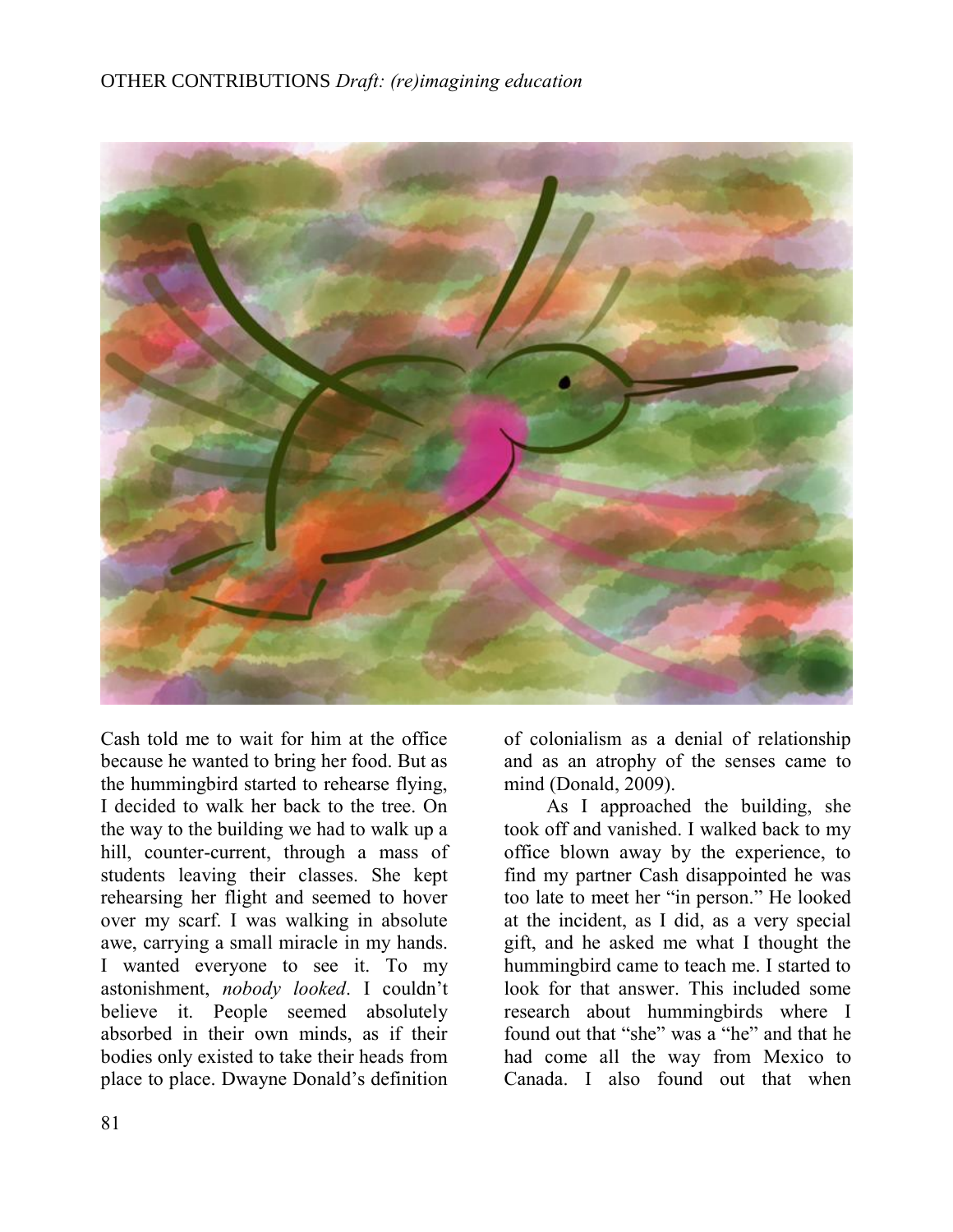Cash told me to wait for him at the office because he wanted to bring her food. But as the hummingbird started to rehearse flying, I decided to walk her back to the tree. On the way to the building we had to walk up a hill, counter-current, through a mass of students leaving their classes. She kept rehearsing her flight and seemed to hover over my scarf. I was walking in absolute awe, carrying a small miracle in my hands. I wanted everyone to see it. To my astonishment, *nobody looked*. I couldn't believe it. People seemed absolutely absorbed in their own minds, as if their bodies only existed to take their heads from place to place. Dwayne Donald's definition of colonialism as a denial of relationship and as an atrophy of the senses came to mind (Donald, 2009).

As I approached the building, she took off and vanished. I walked back to my office blown away by the experience, to find my partner Cash disappointed he was too late to meet her "in person." He looked at the incident, as I did, as a very special gift, and he asked me what I thought the hummingbird came to teach me. I started to look for that answer. This included some research about hummingbirds where I found out that "she" was a "he" and that he had come all the way from Mexico to Canada. I also found out that when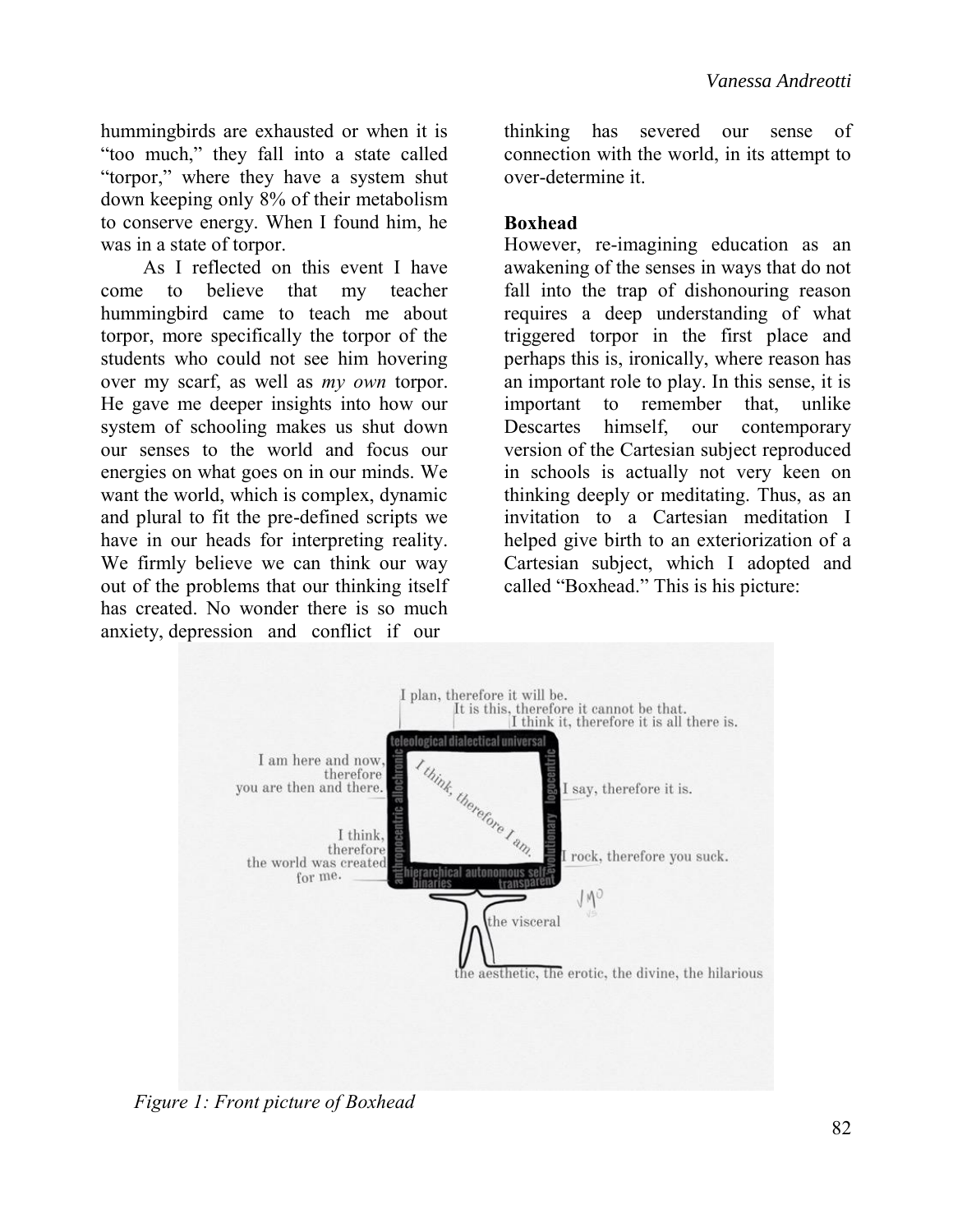hummingbirds are exhausted or when it is "too much," they fall into a state called "torpor," where they have a system shut down keeping only 8% of their metabolism to conserve energy. When I found him, he was in a state of torpor.

As I reflected on this event I have come to believe that my teacher hummingbird came to teach me about torpor, more specifically the torpor of the students who could not see him hovering over my scarf, as well as *my own* torpor. He gave me deeper insights into how our system of schooling makes us shut down our senses to the world and focus our energies on what goes on in our minds. We want the world, which is complex, dynamic and plural to fit the pre-defined scripts we have in our heads for interpreting reality. We firmly believe we can think our way out of the problems that our thinking itself has created. No wonder there is so much anxiety, depression and conflict if our thinking has severed our sense of connection with the world, in its attempt to over-determine it.

**Boxhead**

However, re-imagining education as an awakening of the senses in ways that do not fall into the trap of dishonouring reason requires a deep understanding of what triggered torpor in the first place and perhaps this is, ironically, where reason has an important role to play. In this sense, it is important to remember that, unlike Descartes himself, our contemporary version of the Cartesian subject reproduced in schools is actually not very keen on thinking deeply or meditating. Thus, as an invitation to a Cartesian meditation I helped give birth to an exteriorization of a Cartesian subject, which I adopted and called "Boxhead." This is his picture:

*Figure 1: Front picture of Boxhead*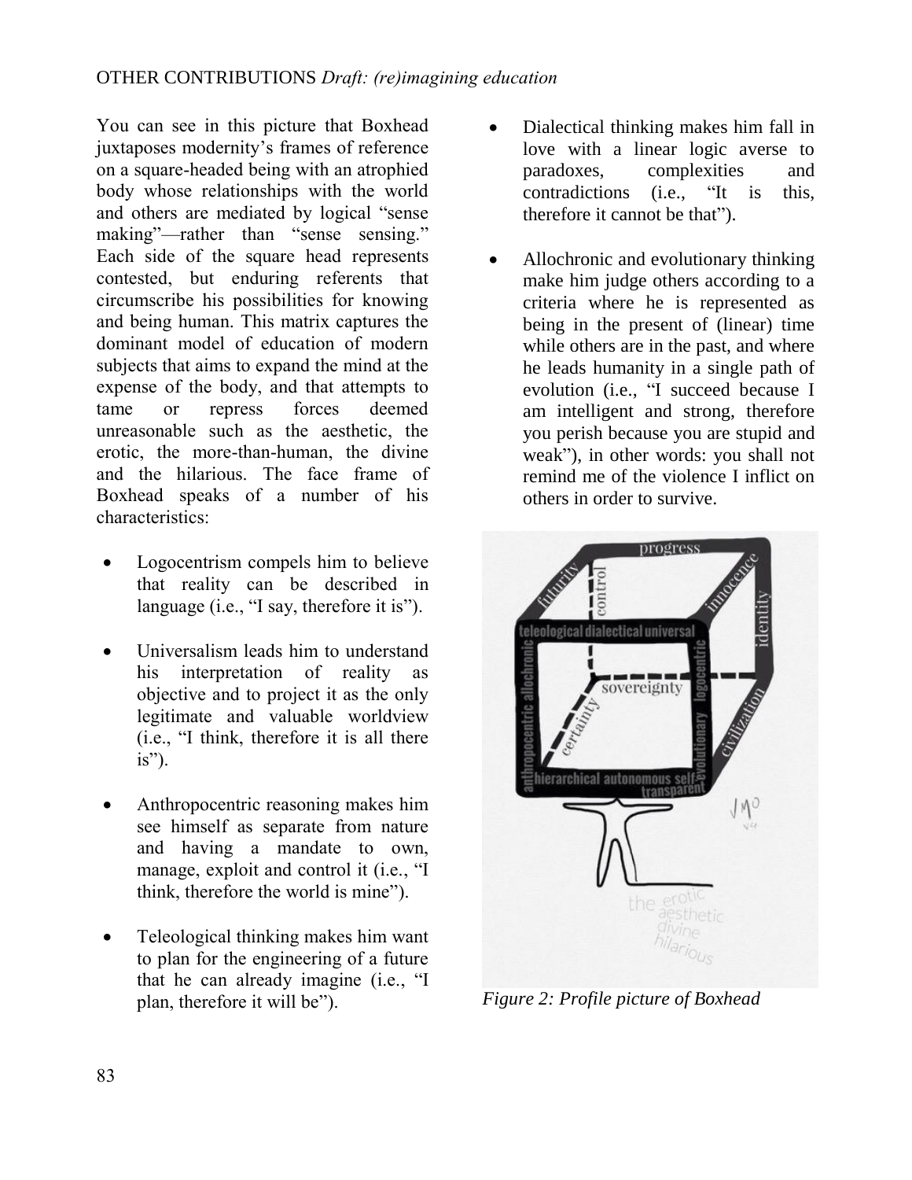You can see in this picture that Boxhead juxtaposes modernity's frames of reference on a square-headed being with an atrophied body whose relationships with the world and others are mediated by logical "sense making"—rather than "sense sensing." Each side of the square head represents contested, but enduring referents that circumscribe his possibilities for knowing and being human. This matrix captures the dominant model of education of modern subjects that aims to expand the mind at the expense of the body, and that attempts to tame or repress forces deemed unreasonable such as the aesthetic, the erotic, the more-than-human, the divine and the hilarious. The face frame of Boxhead speaks of a number of his characteristics:

- Logocentrism compels him to believe that reality can be described in language (i.e., "I say, therefore it is").
- Universalism leads him to understand his interpretation of reality as objective and to project it as the only legitimate and valuable worldview (i.e., "I think, therefore it is all there is").
- Anthropocentric reasoning makes him see himself as separate from nature and having a mandate to own, manage, exploit and control it (i.e., "I think, therefore the world is mine").
- Teleological thinking makes him want to plan for the engineering of a future that he can already imagine (i.e., "I plan, therefore it will be").
- Dialectical thinking makes him fall in love with a linear logic averse to paradoxes, complexities and contradictions (i.e., "It is this, therefore it cannot be that").
- Allochronic and evolutionary thinking make him judge others according to a criteria where he is represented as being in the present of (linear) time while others are in the past, and where he leads humanity in a single path of evolution (i.e., "I succeed because I am intelligent and strong, therefore you perish because you are stupid and weak"), in other words: you shall not remind me of the violence I inflict on others in order to survive.

*Figure 2: Profile picture of Boxhead*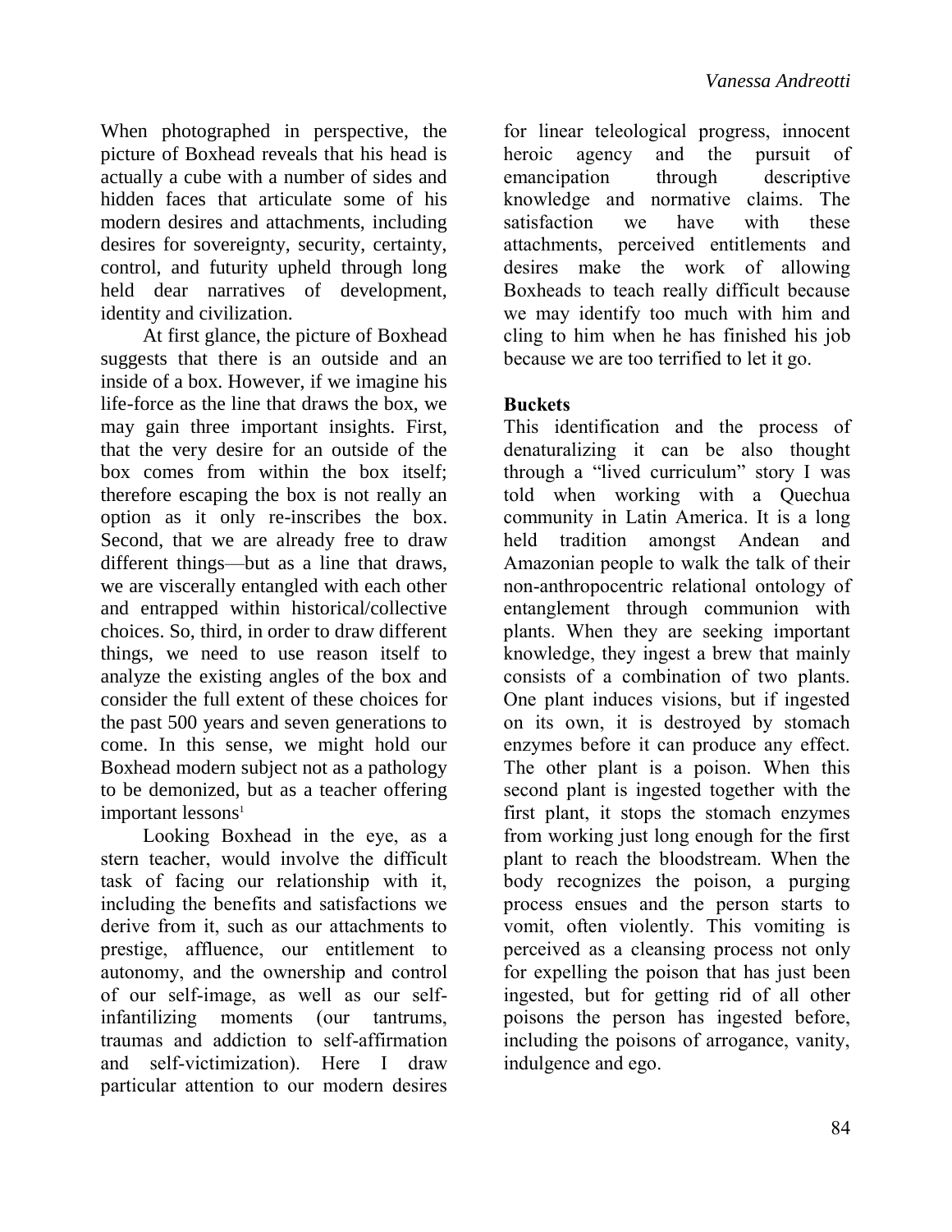When photographed in perspective, the picture of Boxhead reveals that his head is actually a cube with a number of sides and hidden faces that articulate some of his modern desires and attachments, including desires for sovereignty, security, certainty, control, and futurity upheld through long held dear narratives of development, identity and civilization.

At first glance, the picture of Boxhead suggests that there is an outside and an inside of a box. However, if we imagine his life-force as the line that draws the box, we may gain three important insights. First, that the very desire for an outside of the box comes from within the box itself; therefore escaping the box is not really an option as it only re-inscribes the box. Second, that we are already free to draw different things—but as a line that draws, we are viscerally entangled with each other and entrapped within historical/collective choices. So, third, in order to draw different things, we need to use reason itself to analyze the existing angles of the box and consider the full extent of these choices for the past 500 years and seven generations to come. In this sense, we might hold our Boxhead modern subject not as a pathology to be demonized, but as a teacher offering important lessons[1]

Looking Boxhead in the eye, as a stern teacher, would involve the difficult task of facing our relationship with it, including the benefits and satisfactions we derive from it, such as our attachments to prestige, affluence, our entitlement to autonomy, and the ownership and control of our self-image, as well as our self-infantilizing moments (our tantrums, traumas and addiction to self-affirmation and self-victimization). Here I draw particular attention to our modern desires for linear teleological progress, innocent heroic agency and the pursuit of emancipation through descriptive knowledge and normative claims. The satisfaction we have with these attachments, perceived entitlements and desires make the work of allowing Boxheads to teach really difficult because we may identify too much with him and cling to him when he has finished his job because we are too terrified to let it go.

**Buckets**

This identification and the process of denaturalizing it can be also thought through a "lived curriculum" story I was told when working with a Quechua community in Latin America. It is a long held tradition amongst Andean and Amazonian people to walk the talk of their non-anthropocentric relational ontology of entanglement through communion with plants. When they are seeking important knowledge, they ingest a brew that mainly consists of a combination of two plants. One plant induces visions, but if ingested on its own, it is destroyed by stomach enzymes before it can produce any effect. The other plant is a poison. When this second plant is ingested together with the first plant, it stops the stomach enzymes from working just long enough for the first plant to reach the bloodstream. When the body recognizes the poison, a purging process ensues and the person starts to vomit, often violently. This vomiting is perceived as a cleansing process not only for expelling the poison that has just been ingested, but for getting rid of all other poisons the person has ingested before, including the poisons of arrogance, vanity, indulgence and ego.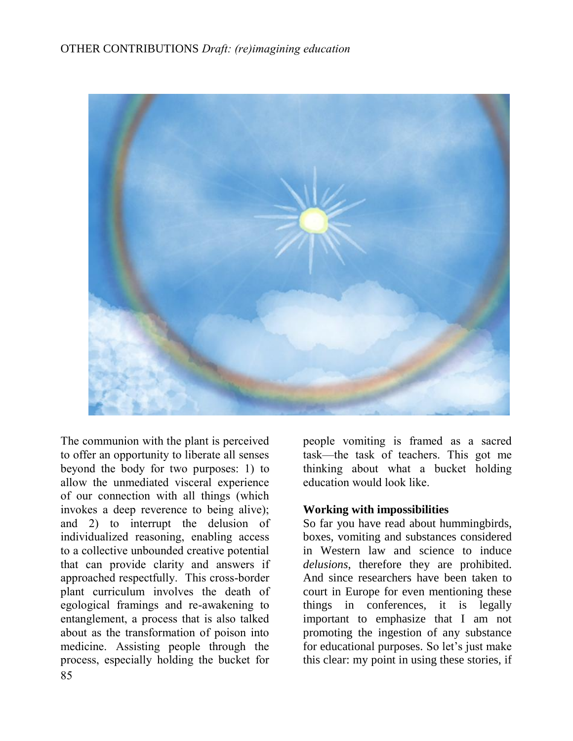The communion with the plant is perceived to offer an opportunity to liberate all senses beyond the body for two purposes: 1) to allow the unmediated visceral experience of our connection with all things (which invokes a deep reverence to being alive); and 2) to interrupt the delusion of individualized reasoning, enabling access to a collective unbounded creative potential that can provide clarity and answers if approached respectfully. This cross-border plant curriculum involves the death of egological framings and re-awakening to entanglement, a process that is also talked about as the transformation of poison into medicine. Assisting people through the process, especially holding the bucket for people vomiting is framed as a sacred task—the task of teachers. This got me thinking about what a bucket holding education would look like.

**Working with impossibilities**

So far you have read about hummingbirds, boxes, vomiting and substances considered in Western law and science to induce *delusions*, therefore they are prohibited. And since researchers have been taken to court in Europe for even mentioning these things in conferences, it is legally important to emphasize that I am not promoting the ingestion of any substance for educational purposes. So let's just make this clear: my point in using these stories, if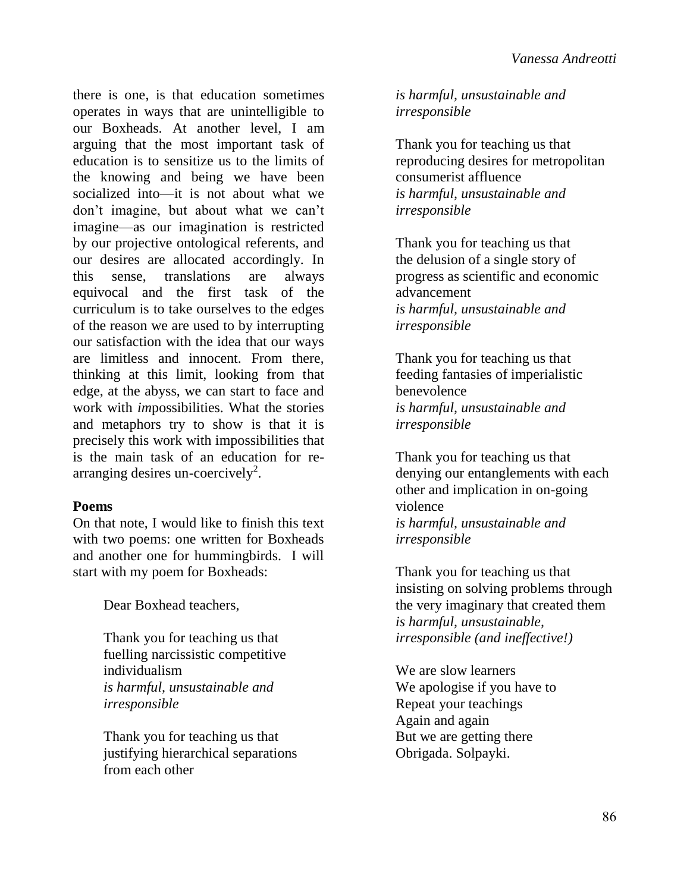there is one, is that education sometimes operates in ways that are unintelligible to our Boxheads. At another level, I am arguing that the most important task of education is to sensitize us to the limits of the knowing and being we have been socialized into—it is not about what we don't imagine, but about what we can't imagine—as our imagination is restricted by our projective ontological referents, and our desires are allocated accordingly. In this sense, translations are always equivocal and the first task of the curriculum is to take ourselves to the edges of the reason we are used to by interrupting our satisfaction with the idea that our ways are limitless and innocent. From there, thinking at this limit, looking from that edge, at the abyss, we can start to face and work with *im*possibilities. What the stories and metaphors try to show is that it is precisely this work with impossibilities that is the main task of an education for re-arranging desires un-coercively[2].

**Poems**

On that note, I would like to finish this text with two poems: one written for Boxheads and another one for hummingbirds. I will start with my poem for Boxheads:

> Dear Boxhead teachers,
>
> Thank you for teaching us that
> fuelling narcissistic competitive
> individualism
> *is harmful, unsustainable and*
> *irresponsible*
>
> Thank you for teaching us that
> justifying hierarchical separations
> from each other
> *is harmful, unsustainable and*
> *irresponsible*
>
> Thank you for teaching us that
> reproducing desires for metropolitan
> consumerist affluence
> *is harmful, unsustainable and*
> *irresponsible*
>
> Thank you for teaching us that
> the delusion of a single story of
> progress as scientific and economic
> advancement
> *is harmful, unsustainable and*
> *irresponsible*
>
> Thank you for teaching us that
> feeding fantasies of imperialistic
> benevolence
> *is harmful, unsustainable and*
> *irresponsible*
>
> Thank you for teaching us that
> denying our entanglements with each
> other and implication in on-going
> violence
> *is harmful, unsustainable and*
> *irresponsible*
>
> Thank you for teaching us that
> insisting on solving problems through
> the very imaginary that created them
> *is harmful, unsustainable,*
> *irresponsible (and ineffective!)*
>
> We are slow learners
> We apologise if you have to
> Repeat your teachings
> Again and again
> But we are getting there
> Obrigada. Solpayki.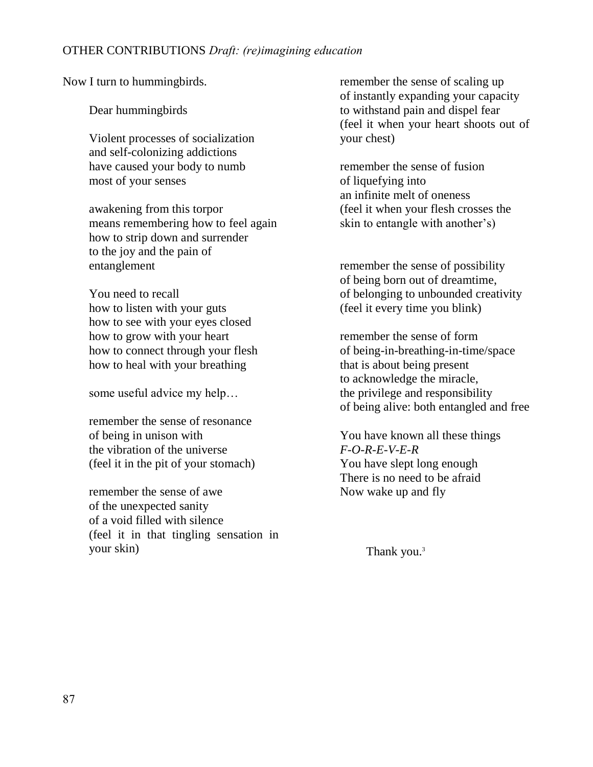Now I turn to hummingbirds.

Dear hummingbirds

Violent processes of socialization
and self-colonizing addictions
have caused your body to numb
most of your senses

awakening from this torpor
means remembering how to feel again
how to strip down and surrender
to the joy and the pain of
entanglement

You need to recall
how to listen with your guts
how to see with your eyes closed
how to grow with your heart
how to connect through your flesh
how to heal with your breathing

some useful advice my help…

remember the sense of resonance
of being in unison with
the vibration of the universe
(feel it in the pit of your stomach)

remember the sense of awe
of the unexpected sanity
of a void filled with silence
(feel it in that tingling sensation in your skin)

remember the sense of scaling up
of instantly expanding your capacity
to withstand pain and dispel fear
(feel it when your heart shoots out of your chest)

remember the sense of fusion
of liquefying into
an infinite melt of oneness
(feel it when your flesh crosses the skin to entangle with another's)

remember the sense of possibility
of being born out of dreamtime,
of belonging to unbounded creativity
(feel it every time you blink)

remember the sense of form
of being-in-breathing-in-time/space
that is about being present
to acknowledge the miracle,
the privilege and responsibility
of being alive: both entangled and free

You have known all these things
*F-O-R-E-V-E-R*
You have slept long enough
There is no need to be afraid
Now wake up and fly

Thank you.[3]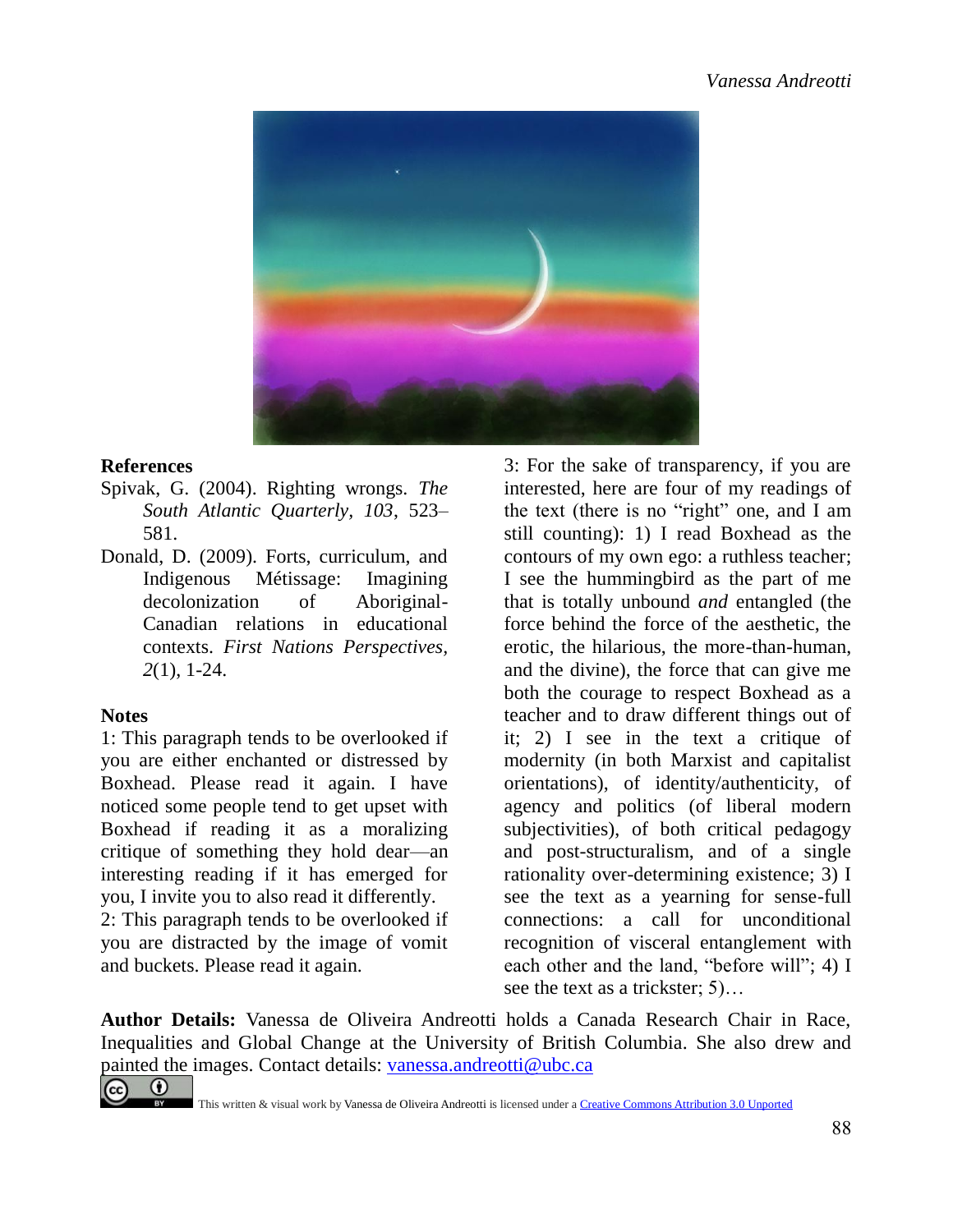## References

Spivak, G. (2004). Righting wrongs. *The South Atlantic Quarterly, 103*, 523–581.

Donald, D. (2009). Forts, curriculum, and Indigenous Métissage: Imagining decolonization of Aboriginal-Canadian relations in educational contexts. *First Nations Perspectives, 2*(1), 1-24.

## Notes

1: This paragraph tends to be overlooked if you are either enchanted or distressed by Boxhead. Please read it again. I have noticed some people tend to get upset with Boxhead if reading it as a moralizing critique of something they hold dear—an interesting reading if it has emerged for you, I invite you to also read it differently.

2: This paragraph tends to be overlooked if you are distracted by the image of vomit and buckets. Please read it again.

3: For the sake of transparency, if you are interested, here are four of my readings of the text (there is no "right" one, and I am still counting): 1) I read Boxhead as the contours of my own ego: a ruthless teacher; I see the hummingbird as the part of me that is totally unbound *and* entangled (the force behind the force of the aesthetic, the erotic, the hilarious, the more-than-human, and the divine), the force that can give me both the courage to respect Boxhead as a teacher and to draw different things out of it; 2) I see in the text a critique of modernity (in both Marxist and capitalist orientations), of identity/authenticity, of agency and politics (of liberal modern subjectivities), of both critical pedagogy and post-structuralism, and of a single rationality over-determining existence; 3) I see the text as a yearning for sense-full connections: a call for unconditional recognition of visceral entanglement with each other and the land, "before will"; 4) I see the text as a trickster; 5)…

**Author Details:** Vanessa de Oliveira Andreotti holds a Canada Research Chair in Race, Inequalities and Global Change at the University of British Columbia. She also drew and painted the images. Contact details: vanessa.andreotti@ubc.ca

This written & visual work by Vanessa de Oliveira Andreotti is licensed under a Creative Commons Attribution 3.0 Unported